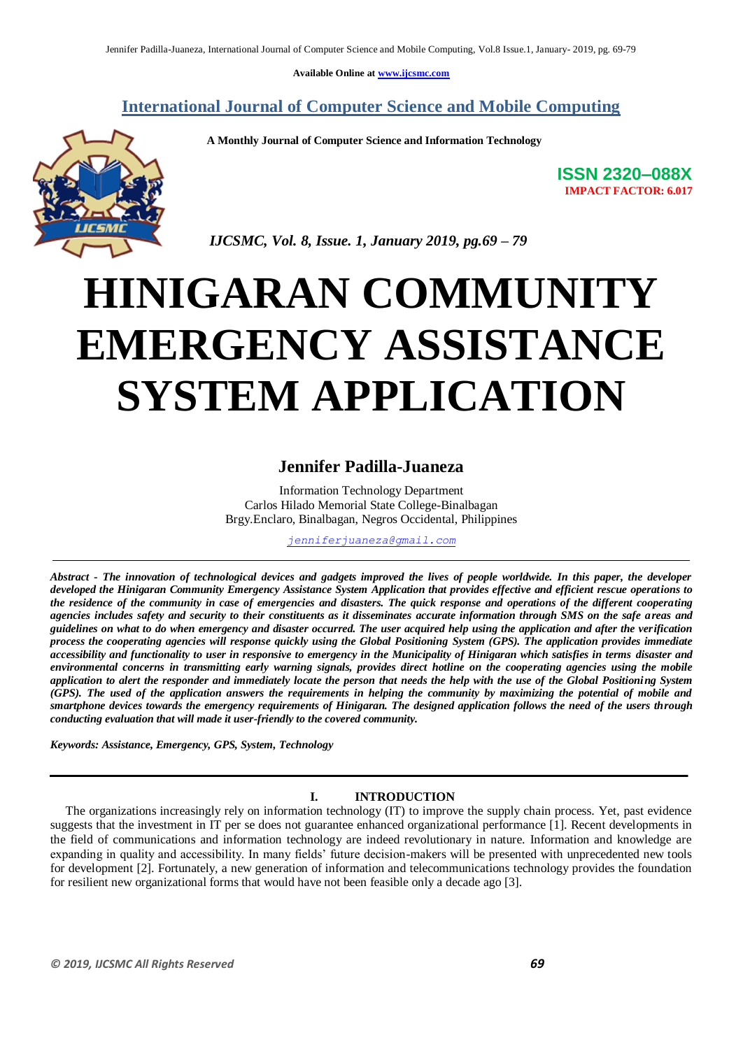Available Online at www.ijcsmc.com

# International Journal of Computer Science and Mobile Computing

A Monthly Journal of Computer Science and Information Technology

ISSN 2320–088X
IMPACT FACTOR: 6.017

*IJCSMC, Vol. 8, Issue. 1, January 2019, pg.69 – 79*

# HINIGARAN COMMUNITY EMERGENCY ASSISTANCE SYSTEM APPLICATION

## Jennifer Padilla-Juaneza

Information Technology Department
Carlos Hilado Memorial State College-Binalbagan
Brgy.Enclaro, Binalbagan, Negros Occidental, Philippines

jenniferjuaneza@gmail.com

***Abstract** - The innovation of technological devices and gadgets improved the lives of people worldwide. In this paper, the developer developed the Hinigaran Community Emergency Assistance System Application that provides effective and efficient rescue operations to the residence of the community in case of emergencies and disasters. The quick response and operations of the different cooperating agencies includes safety and security to their constituents as it disseminates accurate information through SMS on the safe areas and guidelines on what to do when emergency and disaster occurred. The user acquired help using the application and after the verification process the cooperating agencies will response quickly using the Global Positioning System (GPS). The application provides immediate accessibility and functionality to user in responsive to emergency in the Municipality of Hinigaran which satisfies in terms disaster and environmental concerns in transmitting early warning signals, provides direct hotline on the cooperating agencies using the mobile application to alert the responder and immediately locate the person that needs the help with the use of the Global Positioning System (GPS). The used of the application answers the requirements in helping the community by maximizing the potential of mobile and smartphone devices towards the emergency requirements of Hinigaran. The designed application follows the need of the users through conducting evaluation that will made it user-friendly to the covered community.*

***Keywords:** Assistance, Emergency, GPS, System, Technology*

## I. INTRODUCTION

The organizations increasingly rely on information technology (IT) to improve the supply chain process. Yet, past evidence suggests that the investment in IT per se does not guarantee enhanced organizational performance [1]. Recent developments in the field of communications and information technology are indeed revolutionary in nature. Information and knowledge are expanding in quality and accessibility. In many fields' future decision-makers will be presented with unprecedented new tools for development [2]. Fortunately, a new generation of information and telecommunications technology provides the foundation for resilient new organizational forms that would have not been feasible only a decade ago [3].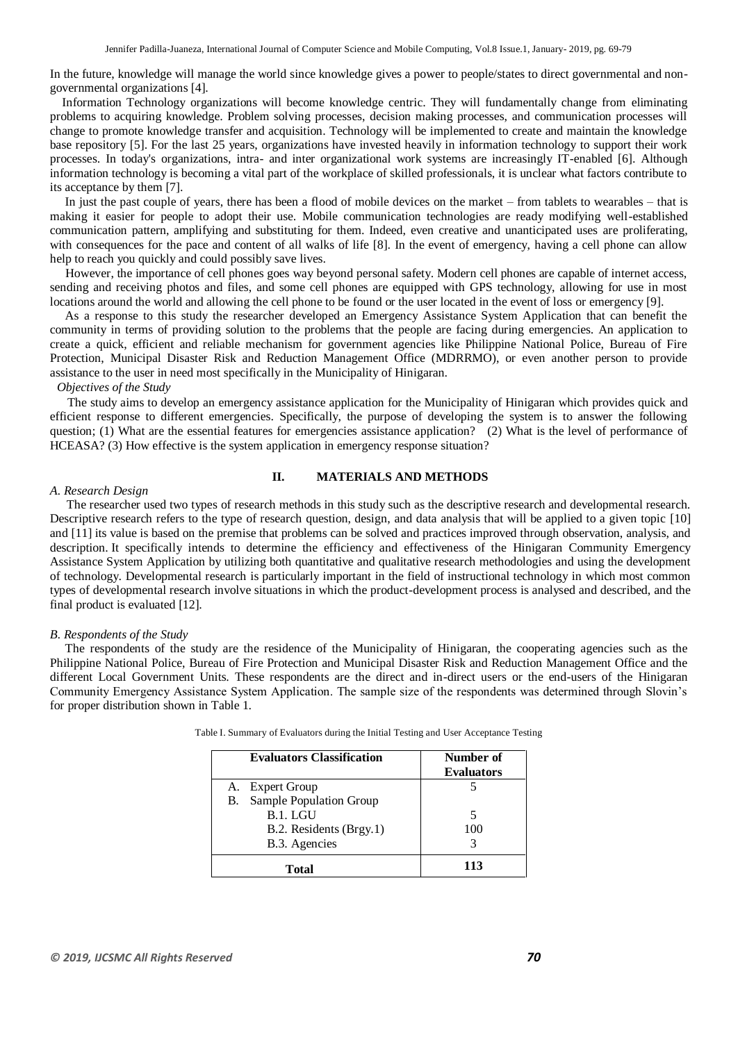In the future, knowledge will manage the world since knowledge gives a power to people/states to direct governmental and non-governmental organizations [4].

Information Technology organizations will become knowledge centric. They will fundamentally change from eliminating problems to acquiring knowledge. Problem solving processes, decision making processes, and communication processes will change to promote knowledge transfer and acquisition. Technology will be implemented to create and maintain the knowledge base repository [5]. For the last 25 years, organizations have invested heavily in information technology to support their work processes. In today's organizations, intra- and inter organizational work systems are increasingly IT-enabled [6]. Although information technology is becoming a vital part of the workplace of skilled professionals, it is unclear what factors contribute to its acceptance by them [7].

In just the past couple of years, there has been a flood of mobile devices on the market – from tablets to wearables – that is making it easier for people to adopt their use. Mobile communication technologies are ready modifying well-established communication pattern, amplifying and substituting for them. Indeed, even creative and unanticipated uses are proliferating, with consequences for the pace and content of all walks of life [8]. In the event of emergency, having a cell phone can allow help to reach you quickly and could possibly save lives.

However, the importance of cell phones goes way beyond personal safety. Modern cell phones are capable of internet access, sending and receiving photos and files, and some cell phones are equipped with GPS technology, allowing for use in most locations around the world and allowing the cell phone to be found or the user located in the event of loss or emergency [9].

As a response to this study the researcher developed an Emergency Assistance System Application that can benefit the community in terms of providing solution to the problems that the people are facing during emergencies. An application to create a quick, efficient and reliable mechanism for government agencies like Philippine National Police, Bureau of Fire Protection, Municipal Disaster Risk and Reduction Management Office (MDRRMO), or even another person to provide assistance to the user in need most specifically in the Municipality of Hinigaran.

*Objectives of the Study*

The study aims to develop an emergency assistance application for the Municipality of Hinigaran which provides quick and efficient response to different emergencies. Specifically, the purpose of developing the system is to answer the following question; (1) What are the essential features for emergencies assistance application? (2) What is the level of performance of HCEASA? (3) How effective is the system application in emergency response situation?

## II. MATERIALS AND METHODS

### *A. Research Design*

The researcher used two types of research methods in this study such as the descriptive research and developmental research. Descriptive research refers to the type of research question, design, and data analysis that will be applied to a given topic [10] and [11] its value is based on the premise that problems can be solved and practices improved through observation, analysis, and description. It specifically intends to determine the efficiency and effectiveness of the Hinigaran Community Emergency Assistance System Application by utilizing both quantitative and qualitative research methodologies and using the development of technology. Developmental research is particularly important in the field of instructional technology in which most common types of developmental research involve situations in which the product-development process is analysed and described, and the final product is evaluated [12].

### *B. Respondents of the Study*

The respondents of the study are the residence of the Municipality of Hinigaran, the cooperating agencies such as the Philippine National Police, Bureau of Fire Protection and Municipal Disaster Risk and Reduction Management Office and the different Local Government Units. These respondents are the direct and in-direct users or the end-users of the Hinigaran Community Emergency Assistance System Application. The sample size of the respondents was determined through Slovin's for proper distribution shown in Table 1.

Table I. Summary of Evaluators during the Initial Testing and User Acceptance Testing

| Evaluators Classification | Number of Evaluators |
|---|---|
| A. Expert Group | 5 |
| B. Sample Population Group | |
| B.1. LGU | 5 |
| B.2. Residents (Brgy.1) | 100 |
| B.3. Agencies | 3 |
| **Total** | **113** |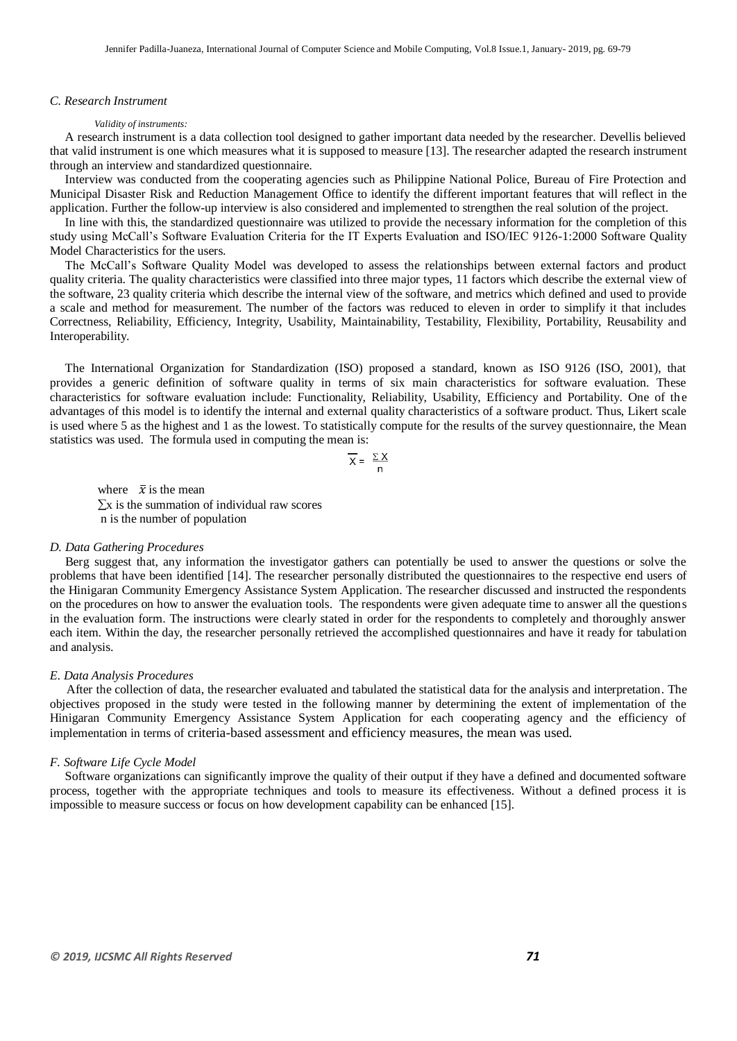### *C. Research Instrument*

*Validity of instruments:*

A research instrument is a data collection tool designed to gather important data needed by the researcher. Devellis believed that valid instrument is one which measures what it is supposed to measure [13]. The researcher adapted the research instrument through an interview and standardized questionnaire.

Interview was conducted from the cooperating agencies such as Philippine National Police, Bureau of Fire Protection and Municipal Disaster Risk and Reduction Management Office to identify the different important features that will reflect in the application. Further the follow-up interview is also considered and implemented to strengthen the real solution of the project.

In line with this, the standardized questionnaire was utilized to provide the necessary information for the completion of this study using McCall's Software Evaluation Criteria for the IT Experts Evaluation and ISO/IEC 9126-1:2000 Software Quality Model Characteristics for the users.

The McCall's Software Quality Model was developed to assess the relationships between external factors and product quality criteria. The quality characteristics were classified into three major types, 11 factors which describe the external view of the software, 23 quality criteria which describe the internal view of the software, and metrics which defined and used to provide a scale and method for measurement. The number of the factors was reduced to eleven in order to simplify it that includes Correctness, Reliability, Efficiency, Integrity, Usability, Maintainability, Testability, Flexibility, Portability, Reusability and Interoperability.

The International Organization for Standardization (ISO) proposed a standard, known as ISO 9126 (ISO, 2001), that provides a generic definition of software quality in terms of six main characteristics for software evaluation. These characteristics for software evaluation include: Functionality, Reliability, Usability, Efficiency and Portability. One of the advantages of this model is to identify the internal and external quality characteristics of a software product. Thus, Likert scale is used where 5 as the highest and 1 as the lowest. To statistically compute for the results of the survey questionnaire, the Mean statistics was used. The formula used in computing the mean is:

$$\overline{X} = \frac{\sum X}{n}$$

where $\bar{x}$ is the mean
$\sum x$ is the summation of individual raw scores
n is the number of population

### *D. Data Gathering Procedures*

Berg suggest that, any information the investigator gathers can potentially be used to answer the questions or solve the problems that have been identified [14]. The researcher personally distributed the questionnaires to the respective end users of the Hinigaran Community Emergency Assistance System Application. The researcher discussed and instructed the respondents on the procedures on how to answer the evaluation tools. The respondents were given adequate time to answer all the questions in the evaluation form. The instructions were clearly stated in order for the respondents to completely and thoroughly answer each item. Within the day, the researcher personally retrieved the accomplished questionnaires and have it ready for tabulation and analysis.

### *E. Data Analysis Procedures*

After the collection of data, the researcher evaluated and tabulated the statistical data for the analysis and interpretation. The objectives proposed in the study were tested in the following manner by determining the extent of implementation of the Hinigaran Community Emergency Assistance System Application for each cooperating agency and the efficiency of implementation in terms of criteria-based assessment and efficiency measures, the mean was used.

### *F. Software Life Cycle Model*

Software organizations can significantly improve the quality of their output if they have a defined and documented software process, together with the appropriate techniques and tools to measure its effectiveness. Without a defined process it is impossible to measure success or focus on how development capability can be enhanced [15].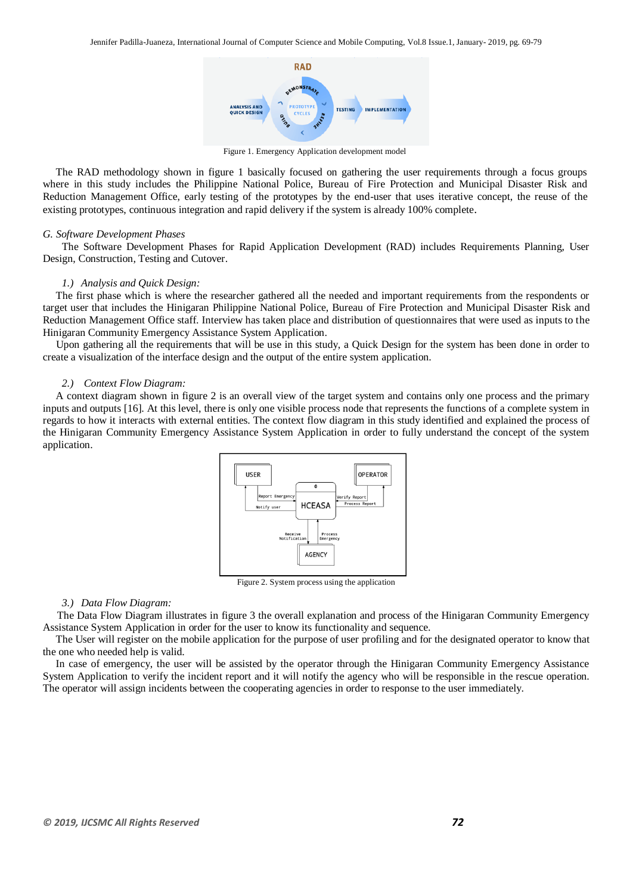Figure 1. Emergency Application development model

The RAD methodology shown in figure 1 basically focused on gathering the user requirements through a focus groups where in this study includes the Philippine National Police, Bureau of Fire Protection and Municipal Disaster Risk and Reduction Management Office, early testing of the prototypes by the end-user that uses iterative concept, the reuse of the existing prototypes, continuous integration and rapid delivery if the system is already 100% complete.

### *G. Software Development Phases*

The Software Development Phases for Rapid Application Development (RAD) includes Requirements Planning, User Design, Construction, Testing and Cutover.

#### *1.) Analysis and Quick Design:*

The first phase which is where the researcher gathered all the needed and important requirements from the respondents or target user that includes the Hinigaran Philippine National Police, Bureau of Fire Protection and Municipal Disaster Risk and Reduction Management Office staff. Interview has taken place and distribution of questionnaires that were used as inputs to the Hinigaran Community Emergency Assistance System Application.

Upon gathering all the requirements that will be use in this study, a Quick Design for the system has been done in order to create a visualization of the interface design and the output of the entire system application.

#### *2.) Context Flow Diagram:*

A context diagram shown in figure 2 is an overall view of the target system and contains only one process and the primary inputs and outputs [16]. At this level, there is only one visible process node that represents the functions of a complete system in regards to how it interacts with external entities. The context flow diagram in this study identified and explained the process of the Hinigaran Community Emergency Assistance System Application in order to fully understand the concept of the system application.

Figure 2. System process using the application

#### *3.) Data Flow Diagram:*

The Data Flow Diagram illustrates in figure 3 the overall explanation and process of the Hinigaran Community Emergency Assistance System Application in order for the user to know its functionality and sequence.

The User will register on the mobile application for the purpose of user profiling and for the designated operator to know that the one who needed help is valid.

In case of emergency, the user will be assisted by the operator through the Hinigaran Community Emergency Assistance System Application to verify the incident report and it will notify the agency who will be responsible in the rescue operation. The operator will assign incidents between the cooperating agencies in order to response to the user immediately.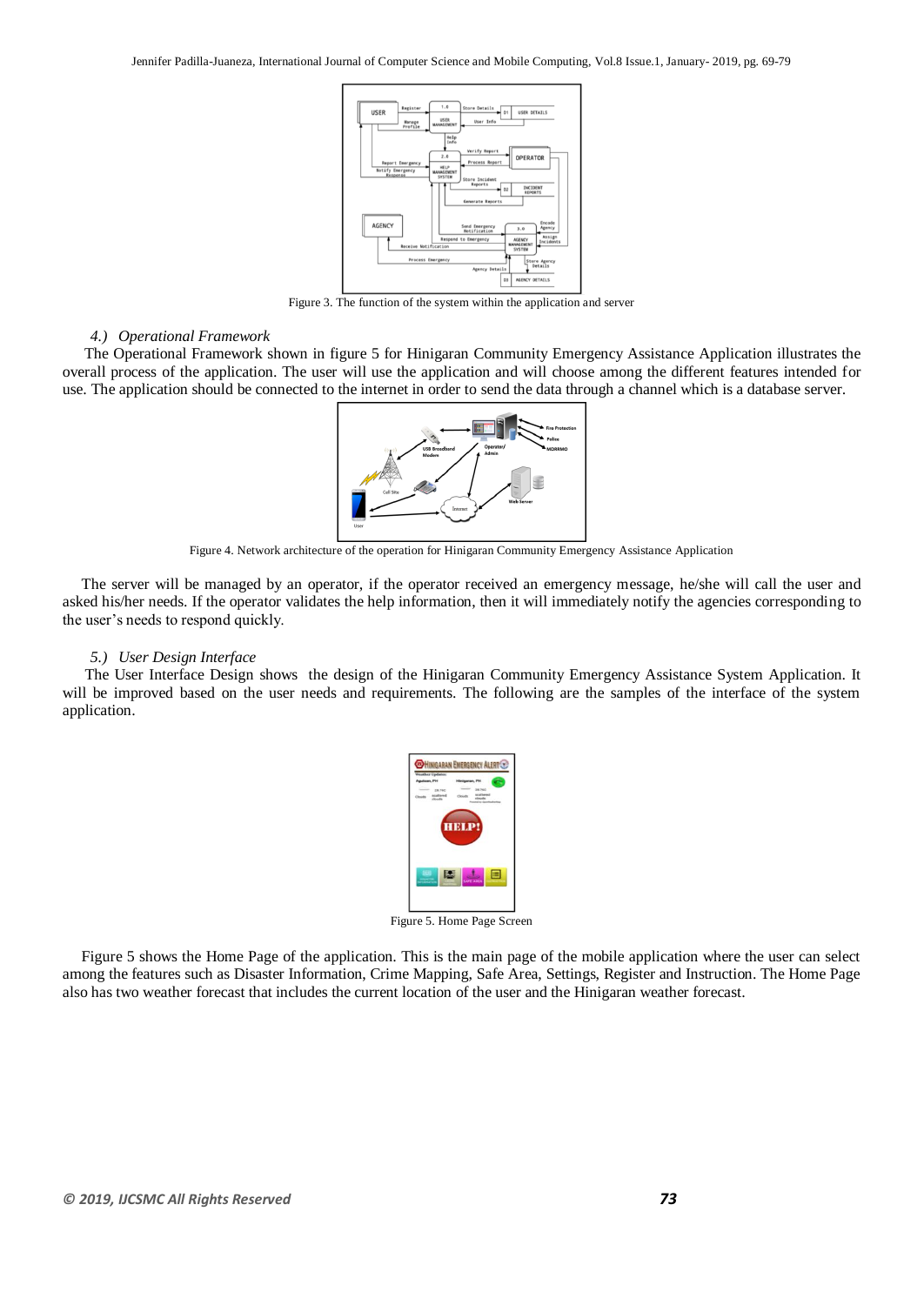Figure 3. The function of the system within the application and server

### 4.) *Operational Framework*

The Operational Framework shown in figure 5 for Hinigaran Community Emergency Assistance Application illustrates the overall process of the application. The user will use the application and will choose among the different features intended for use. The application should be connected to the internet in order to send the data through a channel which is a database server.

Figure 4. Network architecture of the operation for Hinigaran Community Emergency Assistance Application

The server will be managed by an operator, if the operator received an emergency message, he/she will call the user and asked his/her needs. If the operator validates the help information, then it will immediately notify the agencies corresponding to the user's needs to respond quickly.

### 5.) *User Design Interface*

The User Interface Design shows the design of the Hinigaran Community Emergency Assistance System Application. It will be improved based on the user needs and requirements. The following are the samples of the interface of the system application.

Figure 5. Home Page Screen

Figure 5 shows the Home Page of the application. This is the main page of the mobile application where the user can select among the features such as Disaster Information, Crime Mapping, Safe Area, Settings, Register and Instruction. The Home Page also has two weather forecast that includes the current location of the user and the Hinigaran weather forecast.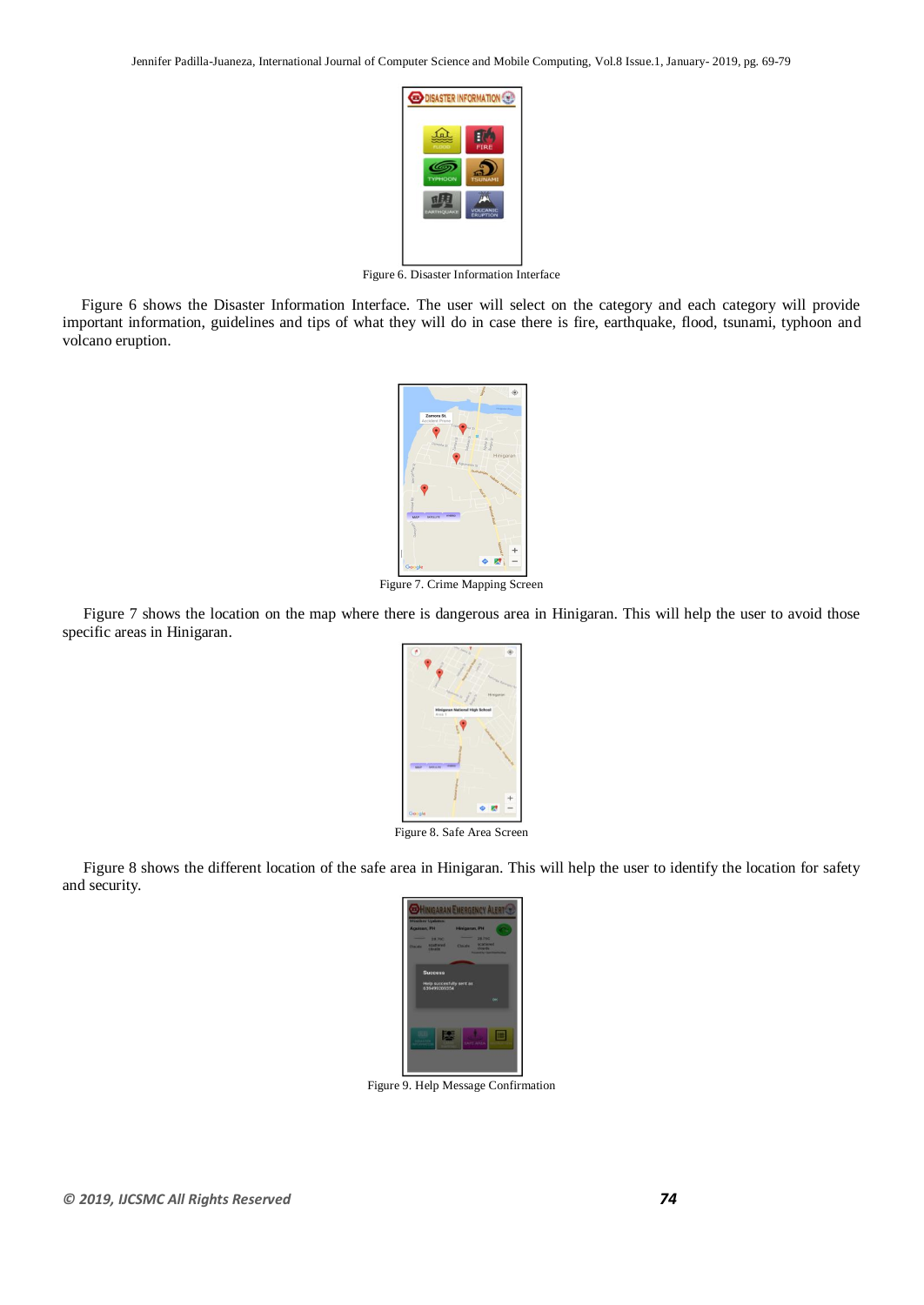Figure 6. Disaster Information Interface

Figure 6 shows the Disaster Information Interface. The user will select on the category and each category will provide important information, guidelines and tips of what they will do in case there is fire, earthquake, flood, tsunami, typhoon and volcano eruption.

Figure 7. Crime Mapping Screen

Figure 7 shows the location on the map where there is dangerous area in Hinigaran. This will help the user to avoid those specific areas in Hinigaran.

Figure 8. Safe Area Screen

Figure 8 shows the different location of the safe area in Hinigaran. This will help the user to identify the location for safety and security.

Figure 9. Help Message Confirmation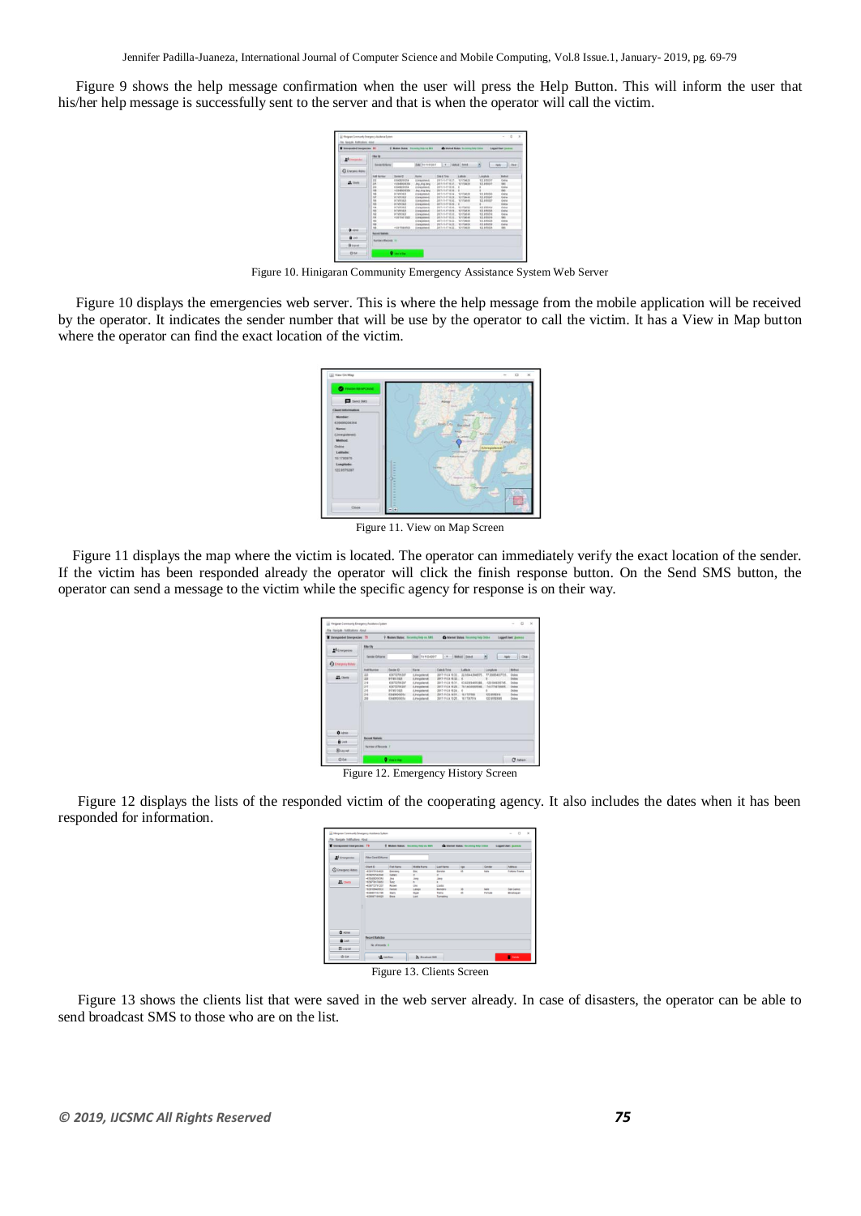Figure 9 shows the help message confirmation when the user will press the Help Button. This will inform the user that his/her help message is successfully sent to the server and that is when the operator will call the victim.

Figure 10. Hinigaran Community Emergency Assistance System Web Server

Figure 10 displays the emergencies web server. This is where the help message from the mobile application will be received by the operator. It indicates the sender number that will be use by the operator to call the victim. It has a View in Map button where the operator can find the exact location of the victim.

Figure 11. View on Map Screen

Figure 11 displays the map where the victim is located. The operator can immediately verify the exact location of the sender. If the victim has been responded already the operator will click the finish response button. On the Send SMS button, the operator can send a message to the victim while the specific agency for response is on their way.

Figure 12. Emergency History Screen

Figure 12 displays the lists of the responded victim of the cooperating agency. It also includes the dates when it has been responded for information.

Figure 13. Clients Screen

Figure 13 shows the clients list that were saved in the web server already. In case of disasters, the operator can be able to send broadcast SMS to those who are on the list.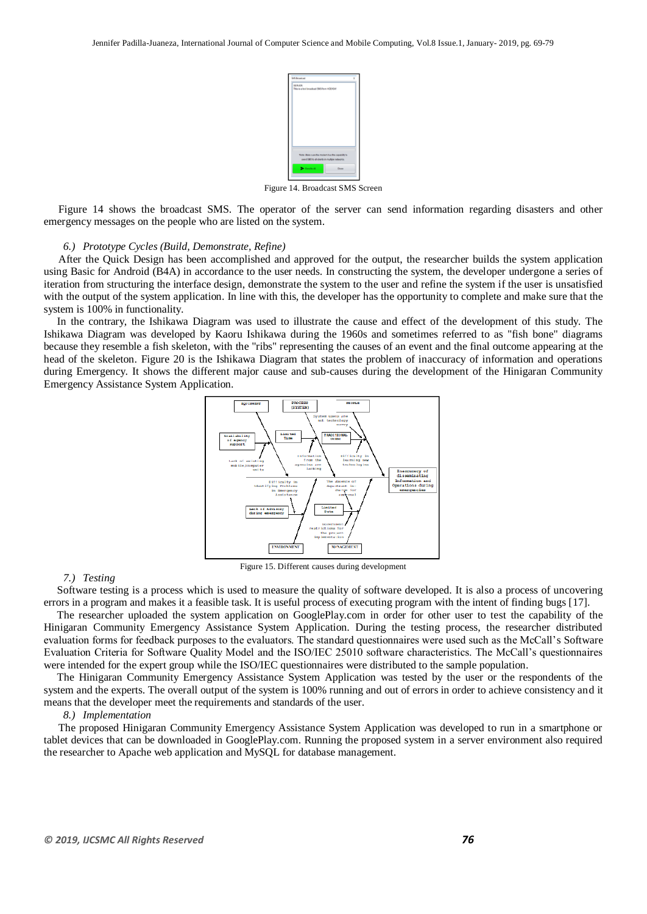Figure 14. Broadcast SMS Screen

Figure 14 shows the broadcast SMS. The operator of the server can send information regarding disasters and other emergency messages on the people who are listed on the system.

*6.) Prototype Cycles (Build, Demonstrate, Refine)*

After the Quick Design has been accomplished and approved for the output, the researcher builds the system application using Basic for Android (B4A) in accordance to the user needs. In constructing the system, the developer undergone a series of iteration from structuring the interface design, demonstrate the system to the user and refine the system if the user is unsatisfied with the output of the system application. In line with this, the developer has the opportunity to complete and make sure that the system is 100% in functionality.

In the contrary, the Ishikawa Diagram was used to illustrate the cause and effect of the development of this study. The Ishikawa Diagram was developed by Kaoru Ishikawa during the 1960s and sometimes referred to as "fish bone" diagrams because they resemble a fish skeleton, with the "ribs" representing the causes of an event and the final outcome appearing at the head of the skeleton. Figure 20 is the Ishikawa Diagram that states the problem of inaccuracy of information and operations during Emergency. It shows the different major cause and sub-causes during the development of the Hinigaran Community Emergency Assistance System Application.

Figure 15. Different causes during development

*7.) Testing*

Software testing is a process which is used to measure the quality of software developed. It is also a process of uncovering errors in a program and makes it a feasible task. It is useful process of executing program with the intent of finding bugs [17].

The researcher uploaded the system application on GooglePlay.com in order for other user to test the capability of the Hinigaran Community Emergency Assistance System Application. During the testing process, the researcher distributed evaluation forms for feedback purposes to the evaluators. The standard questionnaires were used such as the McCall's Software Evaluation Criteria for Software Quality Model and the ISO/IEC 25010 software characteristics. The McCall's questionnaires were intended for the expert group while the ISO/IEC questionnaires were distributed to the sample population.

The Hinigaran Community Emergency Assistance System Application was tested by the user or the respondents of the system and the experts. The overall output of the system is 100% running and out of errors in order to achieve consistency and it means that the developer meet the requirements and standards of the user.

*8.) Implementation*

The proposed Hinigaran Community Emergency Assistance System Application was developed to run in a smartphone or tablet devices that can be downloaded in GooglePlay.com. Running the proposed system in a server environment also required the researcher to Apache web application and MySQL for database management.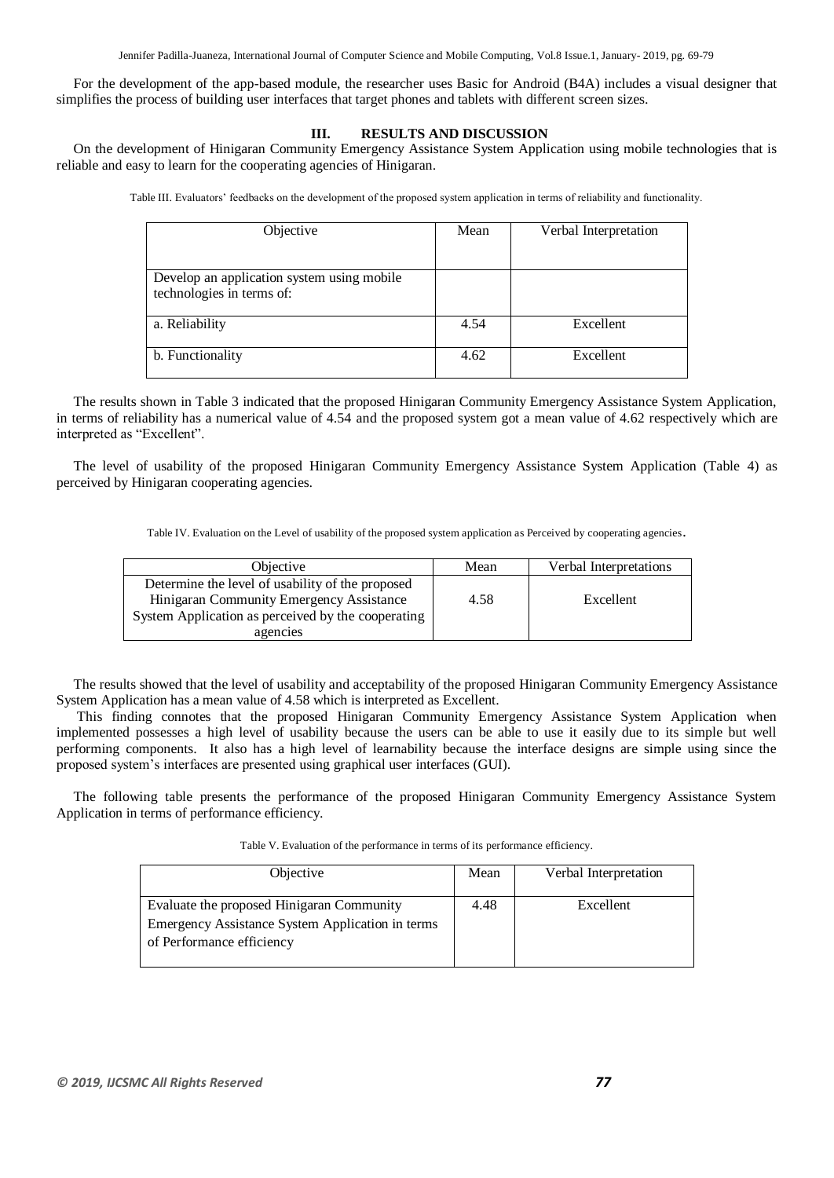For the development of the app-based module, the researcher uses Basic for Android (B4A) includes a visual designer that simplifies the process of building user interfaces that target phones and tablets with different screen sizes.

## III. RESULTS AND DISCUSSION

On the development of Hinigaran Community Emergency Assistance System Application using mobile technologies that is reliable and easy to learn for the cooperating agencies of Hinigaran.

Table III. Evaluators' feedbacks on the development of the proposed system application in terms of reliability and functionality.

| Objective | Mean | Verbal Interpretation |
|---|---|---|
| Develop an application system using mobile technologies in terms of: | | |
| a. Reliability | 4.54 | Excellent |
| b. Functionality | 4.62 | Excellent |

The results shown in Table 3 indicated that the proposed Hinigaran Community Emergency Assistance System Application, in terms of reliability has a numerical value of 4.54 and the proposed system got a mean value of 4.62 respectively which are interpreted as "Excellent".

The level of usability of the proposed Hinigaran Community Emergency Assistance System Application (Table 4) as perceived by Hinigaran cooperating agencies.

Table IV. Evaluation on the Level of usability of the proposed system application as Perceived by cooperating agencies.

| Objective | Mean | Verbal Interpretations |
|---|---|---|
| Determine the level of usability of the proposed Hinigaran Community Emergency Assistance System Application as perceived by the cooperating agencies | 4.58 | Excellent |

The results showed that the level of usability and acceptability of the proposed Hinigaran Community Emergency Assistance System Application has a mean value of 4.58 which is interpreted as Excellent.

This finding connotes that the proposed Hinigaran Community Emergency Assistance System Application when implemented possesses a high level of usability because the users can be able to use it easily due to its simple but well performing components. It also has a high level of learnability because the interface designs are simple using since the proposed system's interfaces are presented using graphical user interfaces (GUI).

The following table presents the performance of the proposed Hinigaran Community Emergency Assistance System Application in terms of performance efficiency.

Table V. Evaluation of the performance in terms of its performance efficiency.

| Objective | Mean | Verbal Interpretation |
|---|---|---|
| Evaluate the proposed Hinigaran Community Emergency Assistance System Application in terms of Performance efficiency | 4.48 | Excellent |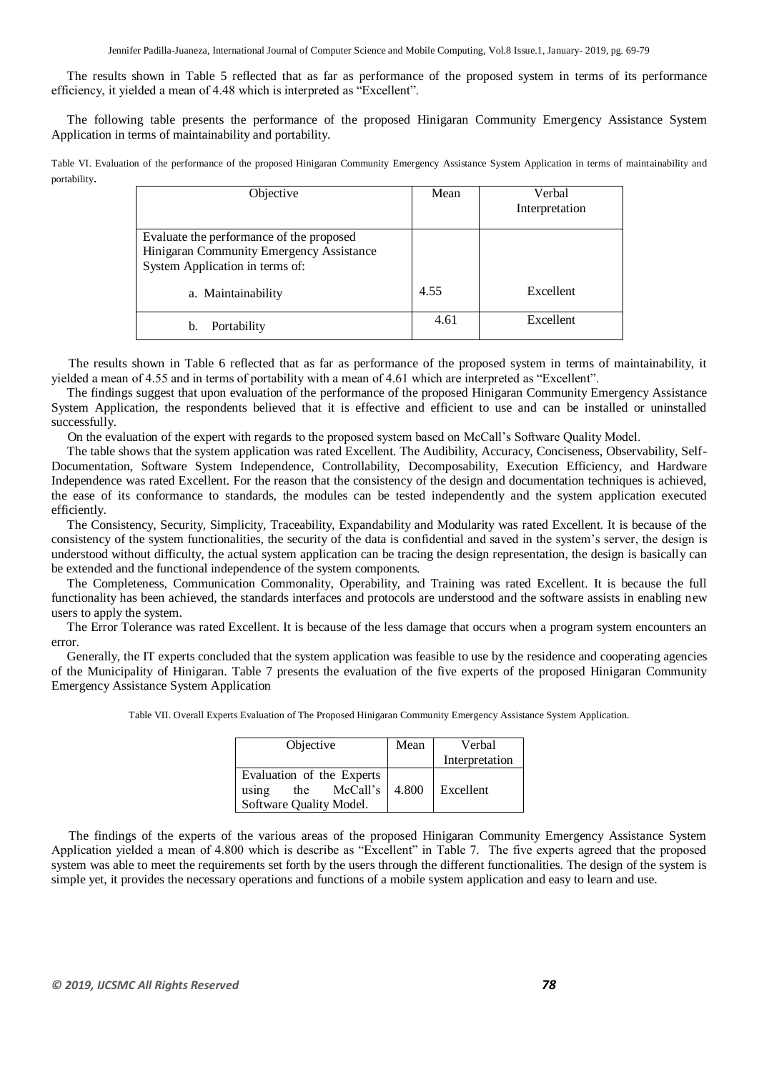The results shown in Table 5 reflected that as far as performance of the proposed system in terms of its performance efficiency, it yielded a mean of 4.48 which is interpreted as "Excellent".

The following table presents the performance of the proposed Hinigaran Community Emergency Assistance System Application in terms of maintainability and portability.

Table VI. Evaluation of the performance of the proposed Hinigaran Community Emergency Assistance System Application in terms of maintainability and portability.

| Objective | Mean | Verbal Interpretation |
|---|---|---|
| Evaluate the performance of the proposed Hinigaran Community Emergency Assistance System Application in terms of: | | |
| a. Maintainability | 4.55 | Excellent |
| b. Portability | 4.61 | Excellent |

The results shown in Table 6 reflected that as far as performance of the proposed system in terms of maintainability, it yielded a mean of 4.55 and in terms of portability with a mean of 4.61 which are interpreted as "Excellent".

The findings suggest that upon evaluation of the performance of the proposed Hinigaran Community Emergency Assistance System Application, the respondents believed that it is effective and efficient to use and can be installed or uninstalled successfully.

On the evaluation of the expert with regards to the proposed system based on McCall's Software Quality Model.

The table shows that the system application was rated Excellent. The Audibility, Accuracy, Conciseness, Observability, Self-Documentation, Software System Independence, Controllability, Decomposability, Execution Efficiency, and Hardware Independence was rated Excellent. For the reason that the consistency of the design and documentation techniques is achieved, the ease of its conformance to standards, the modules can be tested independently and the system application executed efficiently.

The Consistency, Security, Simplicity, Traceability, Expandability and Modularity was rated Excellent. It is because of the consistency of the system functionalities, the security of the data is confidential and saved in the system's server, the design is understood without difficulty, the actual system application can be tracing the design representation, the design is basically can be extended and the functional independence of the system components.

The Completeness, Communication Commonality, Operability, and Training was rated Excellent. It is because the full functionality has been achieved, the standards interfaces and protocols are understood and the software assists in enabling new users to apply the system.

The Error Tolerance was rated Excellent. It is because of the less damage that occurs when a program system encounters an error.

Generally, the IT experts concluded that the system application was feasible to use by the residence and cooperating agencies of the Municipality of Hinigaran. Table 7 presents the evaluation of the five experts of the proposed Hinigaran Community Emergency Assistance System Application

Table VII. Overall Experts Evaluation of The Proposed Hinigaran Community Emergency Assistance System Application.

| Objective | Mean | Verbal Interpretation |
|---|---|---|
| Evaluation of the Experts using the McCall's Software Quality Model. | 4.800 | Excellent |

The findings of the experts of the various areas of the proposed Hinigaran Community Emergency Assistance System Application yielded a mean of 4.800 which is describe as "Excellent" in Table 7. The five experts agreed that the proposed system was able to meet the requirements set forth by the users through the different functionalities. The design of the system is simple yet, it provides the necessary operations and functions of a mobile system application and easy to learn and use.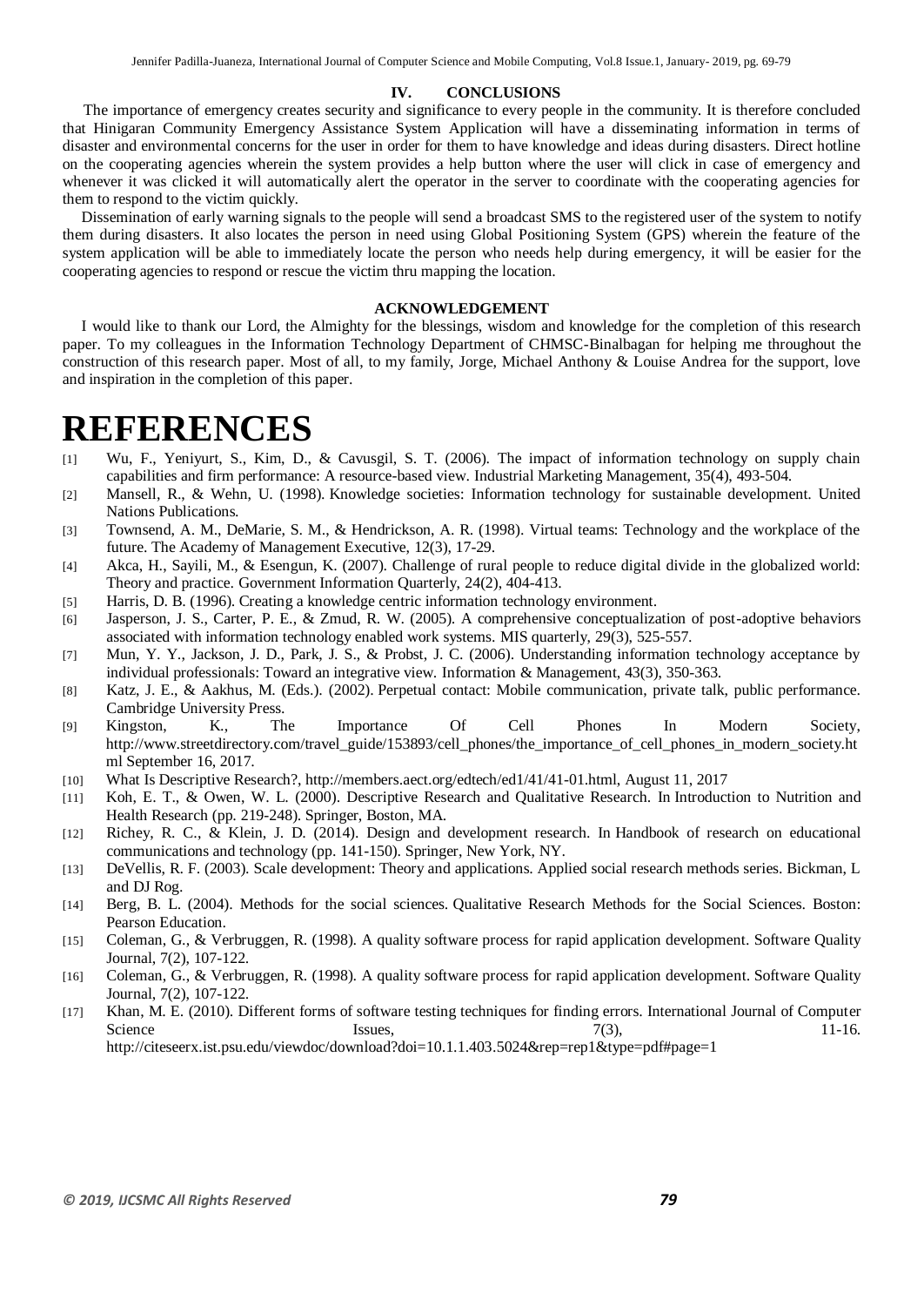## IV. CONCLUSIONS

The importance of emergency creates security and significance to every people in the community. It is therefore concluded that Hinigaran Community Emergency Assistance System Application will have a disseminating information in terms of disaster and environmental concerns for the user in order for them to have knowledge and ideas during disasters. Direct hotline on the cooperating agencies wherein the system provides a help button where the user will click in case of emergency and whenever it was clicked it will automatically alert the operator in the server to coordinate with the cooperating agencies for them to respond to the victim quickly.

Dissemination of early warning signals to the people will send a broadcast SMS to the registered user of the system to notify them during disasters. It also locates the person in need using Global Positioning System (GPS) wherein the feature of the system application will be able to immediately locate the person who needs help during emergency, it will be easier for the cooperating agencies to respond or rescue the victim thru mapping the location.

## ACKNOWLEDGEMENT

I would like to thank our Lord, the Almighty for the blessings, wisdom and knowledge for the completion of this research paper. To my colleagues in the Information Technology Department of CHMSC-Binalbagan for helping me throughout the construction of this research paper. Most of all, to my family, Jorge, Michael Anthony & Louise Andrea for the support, love and inspiration in the completion of this paper.

# REFERENCES

[1] Wu, F., Yeniyurt, S., Kim, D., & Cavusgil, S. T. (2006). The impact of information technology on supply chain capabilities and firm performance: A resource-based view. Industrial Marketing Management, 35(4), 493-504.

[2] Mansell, R., & Wehn, U. (1998). Knowledge societies: Information technology for sustainable development. United Nations Publications.

[3] Townsend, A. M., DeMarie, S. M., & Hendrickson, A. R. (1998). Virtual teams: Technology and the workplace of the future. The Academy of Management Executive, 12(3), 17-29.

[4] Akca, H., Sayili, M., & Esengun, K. (2007). Challenge of rural people to reduce digital divide in the globalized world: Theory and practice. Government Information Quarterly, 24(2), 404-413.

[5] Harris, D. B. (1996). Creating a knowledge centric information technology environment.

[6] Jasperson, J. S., Carter, P. E., & Zmud, R. W. (2005). A comprehensive conceptualization of post-adoptive behaviors associated with information technology enabled work systems. MIS quarterly, 29(3), 525-557.

[7] Mun, Y. Y., Jackson, J. D., Park, J. S., & Probst, J. C. (2006). Understanding information technology acceptance by individual professionals: Toward an integrative view. Information & Management, 43(3), 350-363.

[8] Katz, J. E., & Aakhus, M. (Eds.). (2002). Perpetual contact: Mobile communication, private talk, public performance. Cambridge University Press.

[9] Kingston, K., The Importance Of Cell Phones In Modern Society, http://www.streetdirectory.com/travel_guide/153893/cell_phones/the_importance_of_cell_phones_in_modern_society.html September 16, 2017.

[10] What Is Descriptive Research?, http://members.aect.org/edtech/ed1/41/41-01.html, August 11, 2017

[11] Koh, E. T., & Owen, W. L. (2000). Descriptive Research and Qualitative Research. In Introduction to Nutrition and Health Research (pp. 219-248). Springer, Boston, MA.

[12] Richey, R. C., & Klein, J. D. (2014). Design and development research. In Handbook of research on educational communications and technology (pp. 141-150). Springer, New York, NY.

[13] DeVellis, R. F. (2003). Scale development: Theory and applications. Applied social research methods series. Bickman, L and DJ Rog.

[14] Berg, B. L. (2004). Methods for the social sciences. Qualitative Research Methods for the Social Sciences. Boston: Pearson Education.

[15] Coleman, G., & Verbruggen, R. (1998). A quality software process for rapid application development. Software Quality Journal, 7(2), 107-122.

[16] Coleman, G., & Verbruggen, R. (1998). A quality software process for rapid application development. Software Quality Journal, 7(2), 107-122.

[17] Khan, M. E. (2010). Different forms of software testing techniques for finding errors. International Journal of Computer Science Issues, 7(3), 11-16. http://citeseerx.ist.psu.edu/viewdoc/download?doi=10.1.1.403.5024&rep=rep1&type=pdf#page=1